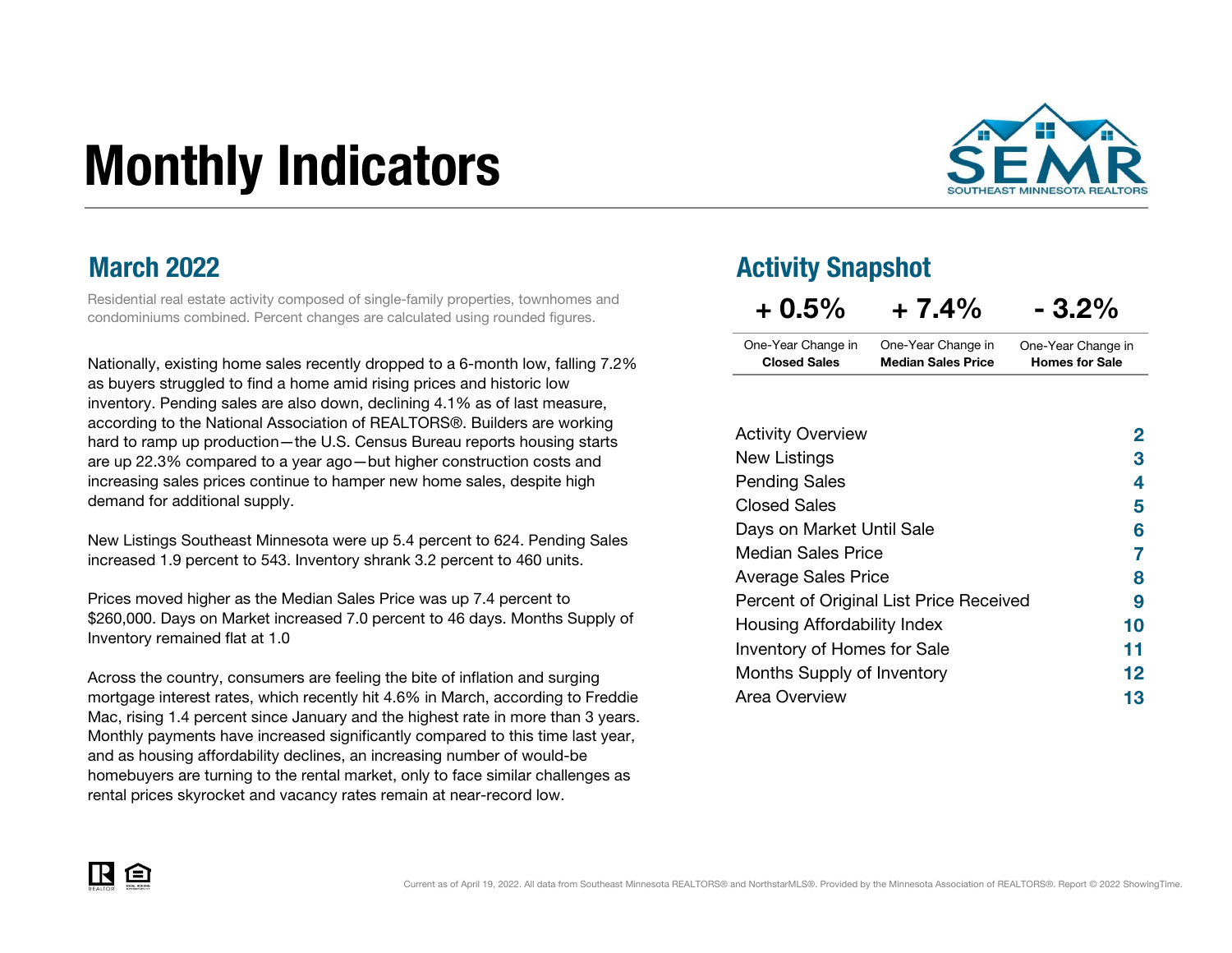# Monthly Indicators

SEMR — SOUTHEAST MINNESOTA REALTORS

## March 2022

Residential real estate activity composed of single-family properties, townhomes and condominiums combined. Percent changes are calculated using rounded figures.

Nationally, existing home sales recently dropped to a 6-month low, falling 7.2% as buyers struggled to find a home amid rising prices and historic low inventory. Pending sales are also down, declining 4.1% as of last measure, according to the National Association of REALTORS®. Builders are working hard to ramp up production—the U.S. Census Bureau reports housing starts are up 22.3% compared to a year ago—but higher construction costs and increasing sales prices continue to hamper new home sales, despite high demand for additional supply.

New Listings Southeast Minnesota were up 5.4 percent to 624. Pending Sales increased 1.9 percent to 543. Inventory shrank 3.2 percent to 460 units.

Prices moved higher as the Median Sales Price was up 7.4 percent to $260,000. Days on Market increased 7.0 percent to 46 days. Months Supply of Inventory remained flat at 1.0

Across the country, consumers are feeling the bite of inflation and surging mortgage interest rates, which recently hit 4.6% in March, according to Freddie Mac, rising 1.4 percent since January and the highest rate in more than 3 years. Monthly payments have increased significantly compared to this time last year, and as housing affordability declines, an increasing number of would-be homebuyers are turning to the rental market, only to face similar challenges as rental prices skyrocket and vacancy rates remain at near-record low.

## Activity Snapshot

| + 0.5% | + 7.4% | - 3.2% |
|---|---|---|
| One-Year Change in **Closed Sales** | One-Year Change in **Median Sales Price** | One-Year Change in **Homes for Sale** |

| | |
|---|---|
| Activity Overview | 2 |
| New Listings | 3 |
| Pending Sales | 4 |
| Closed Sales | 5 |
| Days on Market Until Sale | 6 |
| Median Sales Price | 7 |
| Average Sales Price | 8 |
| Percent of Original List Price Received | 9 |
| Housing Affordability Index | 10 |
| Inventory of Homes for Sale | 11 |
| Months Supply of Inventory | 12 |
| Area Overview | 13 |

Current as of April 19, 2022. All data from Southeast Minnesota REALTORS® and NorthstarMLS®. Provided by the Minnesota Association of REALTORS®. Report © 2022 ShowingTime.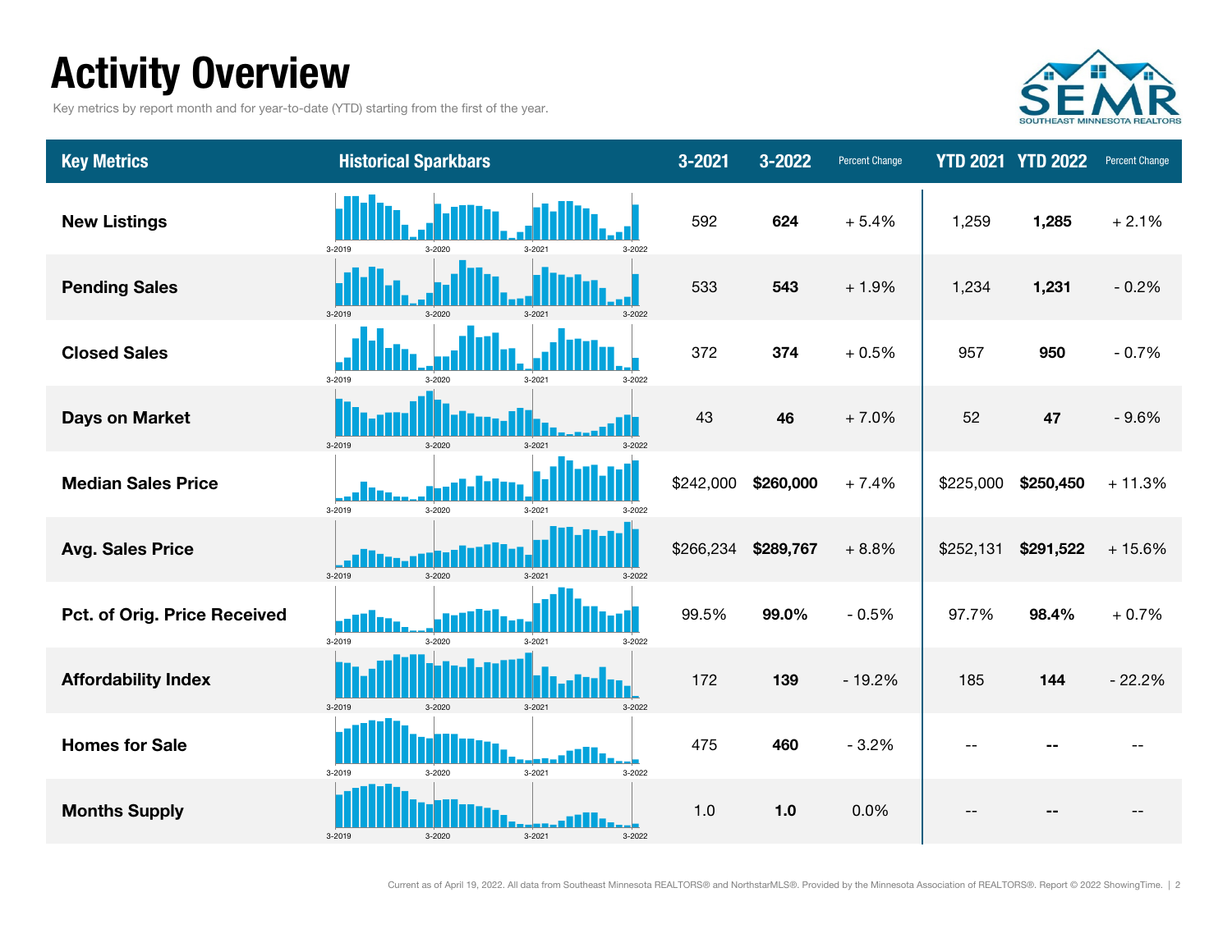# Activity Overview

Key metrics by report month and for year-to-date (YTD) starting from the first of the year.

| Key Metrics | Historical Sparkbars | 3-2021 | 3-2022 | Percent Change | YTD 2021 | YTD 2022 | Percent Change |
|---|---|---|---|---|---|---|---|
| New Listings | 3-2019 3-2020 3-2021 3-2022 | 592 | **624** | + 5.4% | 1,259 | **1,285** | + 2.1% |
| Pending Sales | 3-2019 3-2020 3-2021 3-2022 | 533 | **543** | + 1.9% | 1,234 | **1,231** | - 0.2% |
| Closed Sales | 3-2019 3-2020 3-2021 3-2022 | 372 | **374** | + 0.5% | 957 | **950** | - 0.7% |
| Days on Market | 3-2019 3-2020 3-2021 3-2022 | 43 | **46** | + 7.0% | 52 | **47** | - 9.6% |
| Median Sales Price | 3-2019 3-2020 3-2021 3-2022 | $242,000 | **$260,000** | + 7.4% | $225,000 | **$250,450** | + 11.3% |
| Avg. Sales Price | 3-2019 3-2020 3-2021 3-2022 | $266,234 | **$289,767** | + 8.8% | $252,131 | **$291,522** | + 15.6% |
| Pct. of Orig. Price Received | 3-2019 3-2020 3-2021 3-2022 | 99.5% | **99.0%** | - 0.5% | 97.7% | **98.4%** | + 0.7% |
| Affordability Index | 3-2019 3-2020 3-2021 3-2022 | 172 | **139** | - 19.2% | 185 | **144** | - 22.2% |
| Homes for Sale | 3-2019 3-2020 3-2021 3-2022 | 475 | **460** | - 3.2% | -- | **--** | -- |
| Months Supply | 3-2019 3-2020 3-2021 3-2022 | 1.0 | **1.0** | 0.0% | -- | **--** | -- |

Current as of April 19, 2022. All data from Southeast Minnesota REALTORS® and NorthstarMLS®. Provided by the Minnesota Association of REALTORS®. Report © 2022 ShowingTime.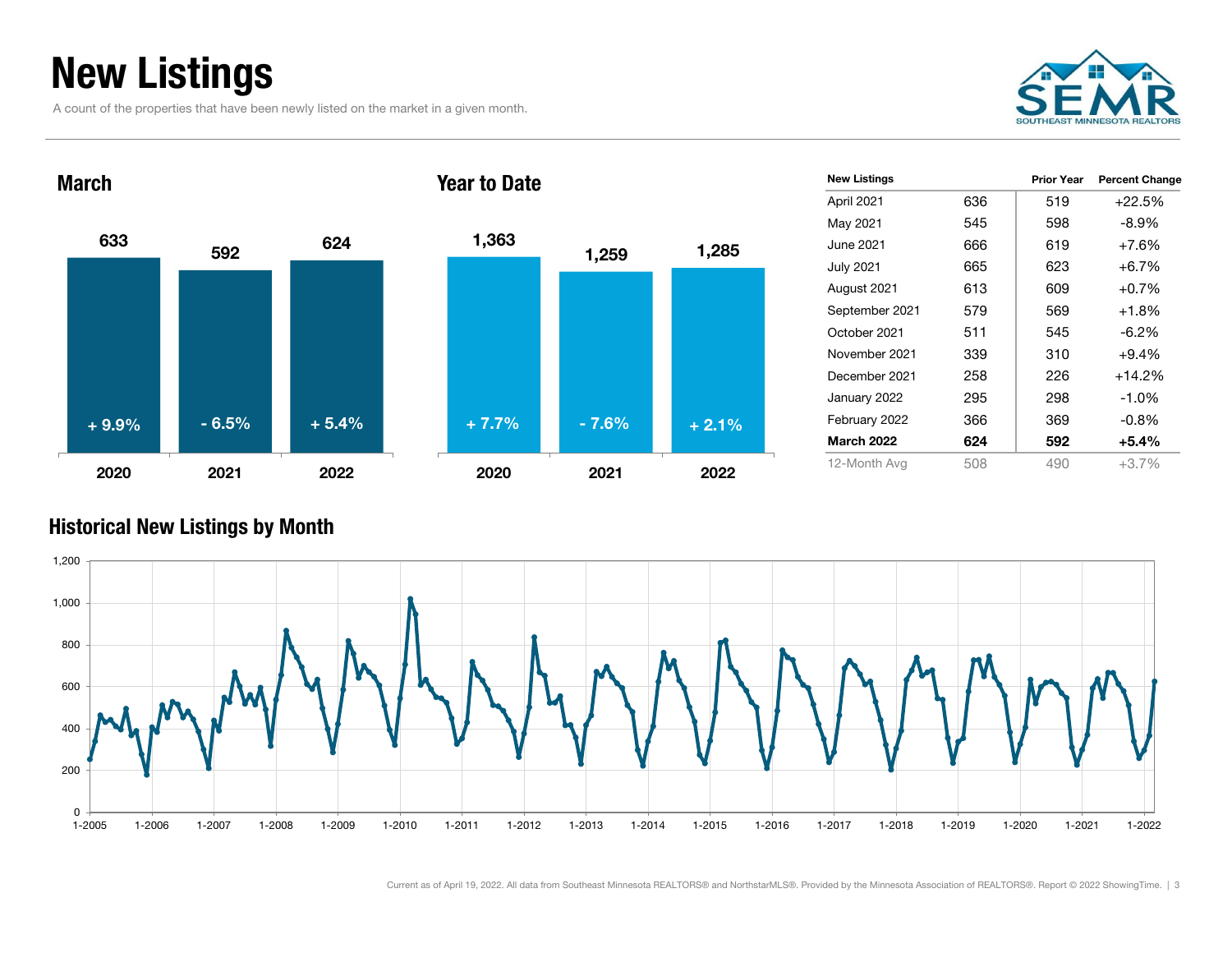# New Listings

A count of the properties that have been newly listed on the market in a given month.

## March

| Year | New Listings | Change |
|---|---|---|
| 2020 | 633 | + 9.9% |
| 2021 | 592 | - 6.5% |
| 2022 | 624 | + 5.4% |

## Year to Date

| Year | New Listings | Change |
|---|---|---|
| 2020 | 1,363 | + 7.7% |
| 2021 | 1,259 | - 7.6% |
| 2022 | 1,285 | + 2.1% |

| New Listings | | Prior Year | Percent Change |
|---|---|---|---|
| April 2021 | 636 | 519 | +22.5% |
| May 2021 | 545 | 598 | -8.9% |
| June 2021 | 666 | 619 | +7.6% |
| July 2021 | 665 | 623 | +6.7% |
| August 2021 | 613 | 609 | +0.7% |
| September 2021 | 579 | 569 | +1.8% |
| October 2021 | 511 | 545 | -6.2% |
| November 2021 | 339 | 310 | +9.4% |
| December 2021 | 258 | 226 | +14.2% |
| January 2022 | 295 | 298 | -1.0% |
| February 2022 | 366 | 369 | -0.8% |
| **March 2022** | **624** | **592** | **+5.4%** |
| 12-Month Avg | 508 | 490 | +3.7% |

## Historical New Listings by Month

Current as of April 19, 2022. All data from Southeast Minnesota REALTORS® and NorthstarMLS®. Provided by the Minnesota Association of REALTORS®. Report © 2022 ShowingTime.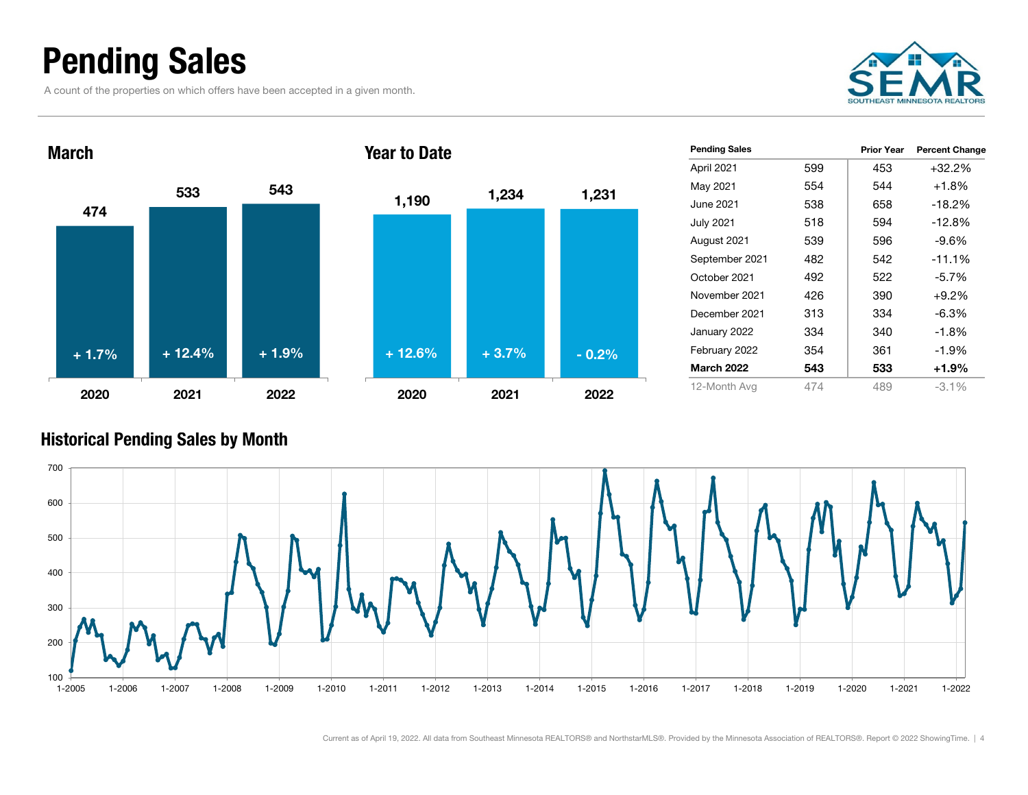# Pending Sales

A count of the properties on which offers have been accepted in a given month.

## March

| | 2020 | 2021 | 2022 |
|---|---|---|---|
| Pending Sales | 474 | 533 | 543 |
| Percent Change | + 1.7% | + 12.4% | + 1.9% |

## Year to Date

| | 2020 | 2021 | 2022 |
|---|---|---|---|
| Pending Sales | 1,190 | 1,234 | 1,231 |
| Percent Change | + 12.6% | + 3.7% | - 0.2% |

| Pending Sales | | Prior Year | Percent Change |
|---|---|---|---|
| April 2021 | 599 | 453 | +32.2% |
| May 2021 | 554 | 544 | +1.8% |
| June 2021 | 538 | 658 | -18.2% |
| July 2021 | 518 | 594 | -12.8% |
| August 2021 | 539 | 596 | -9.6% |
| September 2021 | 482 | 542 | -11.1% |
| October 2021 | 492 | 522 | -5.7% |
| November 2021 | 426 | 390 | +9.2% |
| December 2021 | 313 | 334 | -6.3% |
| January 2022 | 334 | 340 | -1.8% |
| February 2022 | 354 | 361 | -1.9% |
| **March 2022** | **543** | **533** | **+1.9%** |
| 12-Month Avg | 474 | 489 | -3.1% |

## Historical Pending Sales by Month

Current as of April 19, 2022. All data from Southeast Minnesota REALTORS® and NorthstarMLS®. Provided by the Minnesota Association of REALTORS®. Report © 2022 ShowingTime.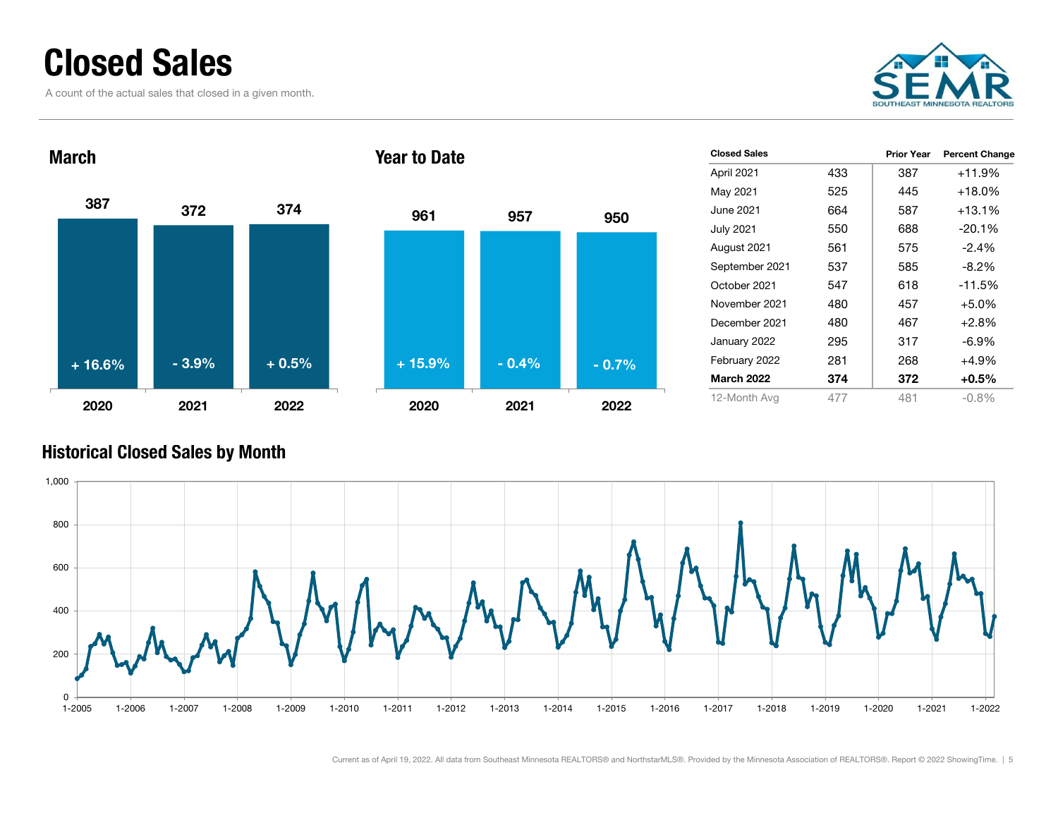# Closed Sales

A count of the actual sales that closed in a given month.

## March

| | 2020 | 2021 | 2022 |
|---|---|---|---|
| Closed Sales | 387 | 372 | 374 |
| Change | + 16.6% | - 3.9% | + 0.5% |

## Year to Date

| | 2020 | 2021 | 2022 |
|---|---|---|---|
| Closed Sales | 961 | 957 | 950 |
| Change | + 15.9% | - 0.4% | - 0.7% |

| Closed Sales | | Prior Year | Percent Change |
|---|---|---|---|
| April 2021 | 433 | 387 | +11.9% |
| May 2021 | 525 | 445 | +18.0% |
| June 2021 | 664 | 587 | +13.1% |
| July 2021 | 550 | 688 | -20.1% |
| August 2021 | 561 | 575 | -2.4% |
| September 2021 | 537 | 585 | -8.2% |
| October 2021 | 547 | 618 | -11.5% |
| November 2021 | 480 | 457 | +5.0% |
| December 2021 | 480 | 467 | +2.8% |
| January 2022 | 295 | 317 | -6.9% |
| February 2022 | 281 | 268 | +4.9% |
| **March 2022** | **374** | **372** | **+0.5%** |
| 12-Month Avg | 477 | 481 | -0.8% |

## Historical Closed Sales by Month

Current as of April 19, 2022. All data from Southeast Minnesota REALTORS® and NorthstarMLS®. Provided by the Minnesota Association of REALTORS®. Report © 2022 ShowingTime.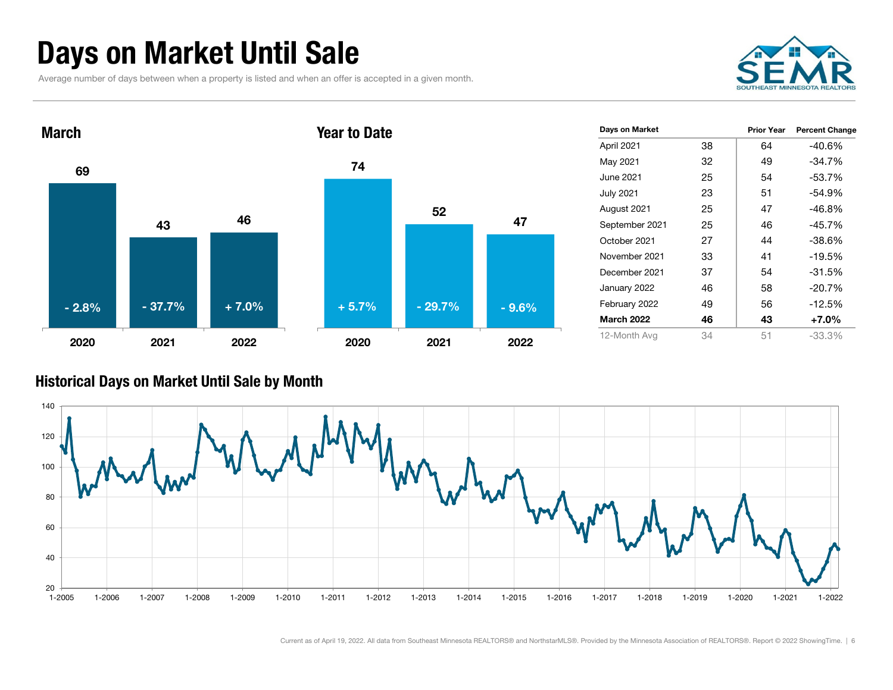# Days on Market Until Sale

Average number of days between when a property is listed and when an offer is accepted in a given month.

SEMR SOUTHEAST MINNESOTA REALTORS

## March

| | 2020 | 2021 | 2022 |
|---|---|---|---|
| Days | 69 | 43 | 46 |
| Change | - 2.8% | - 37.7% | + 7.0% |

## Year to Date

| | 2020 | 2021 | 2022 |
|---|---|---|---|
| Days | 74 | 52 | 47 |
| Change | + 5.7% | - 29.7% | - 9.6% |

| Days on Market | | Prior Year | Percent Change |
|---|---|---|---|
| April 2021 | 38 | 64 | -40.6% |
| May 2021 | 32 | 49 | -34.7% |
| June 2021 | 25 | 54 | -53.7% |
| July 2021 | 23 | 51 | -54.9% |
| August 2021 | 25 | 47 | -46.8% |
| September 2021 | 25 | 46 | -45.7% |
| October 2021 | 27 | 44 | -38.6% |
| November 2021 | 33 | 41 | -19.5% |
| December 2021 | 37 | 54 | -31.5% |
| January 2022 | 46 | 58 | -20.7% |
| February 2022 | 49 | 56 | -12.5% |
| **March 2022** | **46** | **43** | **+7.0%** |
| 12-Month Avg | 34 | 51 | -33.3% |

## Historical Days on Market Until Sale by Month

Current as of April 19, 2022. All data from Southeast Minnesota REALTORS® and NorthstarMLS®. Provided by the Minnesota Association of REALTORS®. Report © 2022 ShowingTime.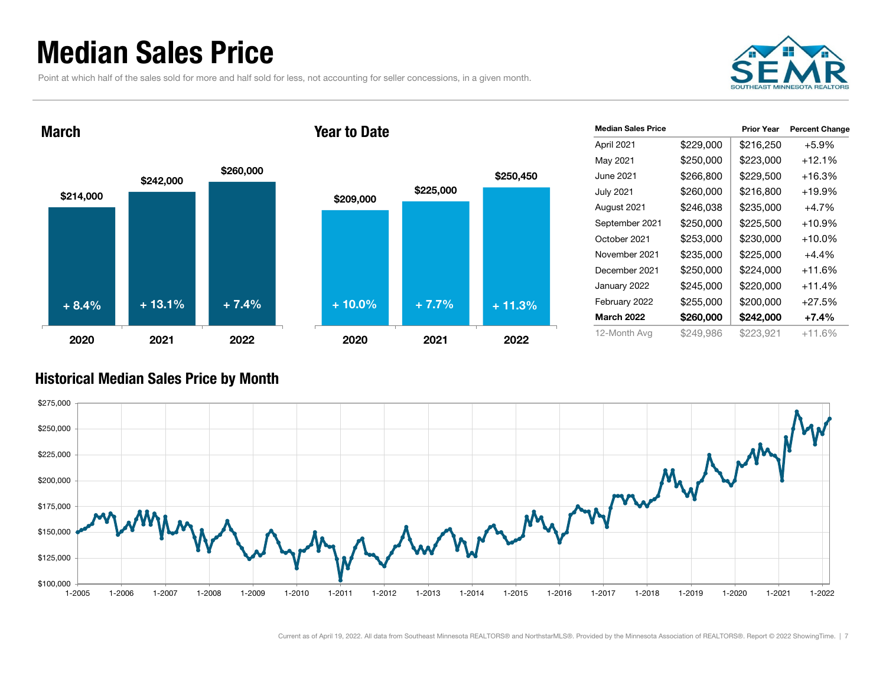# Median Sales Price

Point at which half of the sales sold for more and half sold for less, not accounting for seller concessions, in a given month.

## March

| Year | Median Sales Price | Change |
| --- | --- | --- |
| 2020 | $214,000 | + 8.4% |
| 2021 | $242,000 | + 13.1% |
| 2022 | $260,000 | + 7.4% |

## Year to Date

| Year | Median Sales Price | Change |
| --- | --- | --- |
| 2020 | $209,000 | + 10.0% |
| 2021 | $225,000 | + 7.7% |
| 2022 | $250,450 | + 11.3% |

| Median Sales Price | | Prior Year | Percent Change |
| --- | --- | --- | --- |
| April 2021 | $229,000 | $216,250 | +5.9% |
| May 2021 | $250,000 | $223,000 | +12.1% |
| June 2021 | $266,800 | $229,500 | +16.3% |
| July 2021 | $260,000 | $216,800 | +19.9% |
| August 2021 | $246,038 | $235,000 | +4.7% |
| September 2021 | $250,000 | $225,500 | +10.9% |
| October 2021 | $253,000 | $230,000 | +10.0% |
| November 2021 | $235,000 | $225,000 | +4.4% |
| December 2021 | $250,000 | $224,000 | +11.6% |
| January 2022 | $245,000 | $220,000 | +11.4% |
| February 2022 | $255,000 | $200,000 | +27.5% |
| **March 2022** | **$260,000** | **$242,000** | **+7.4%** |
| 12-Month Avg | $249,986 | $223,921 | +11.6% |

## Historical Median Sales Price by Month

Current as of April 19, 2022. All data from Southeast Minnesota REALTORS® and NorthstarMLS®. Provided by the Minnesota Association of REALTORS®. Report © 2022 ShowingTime.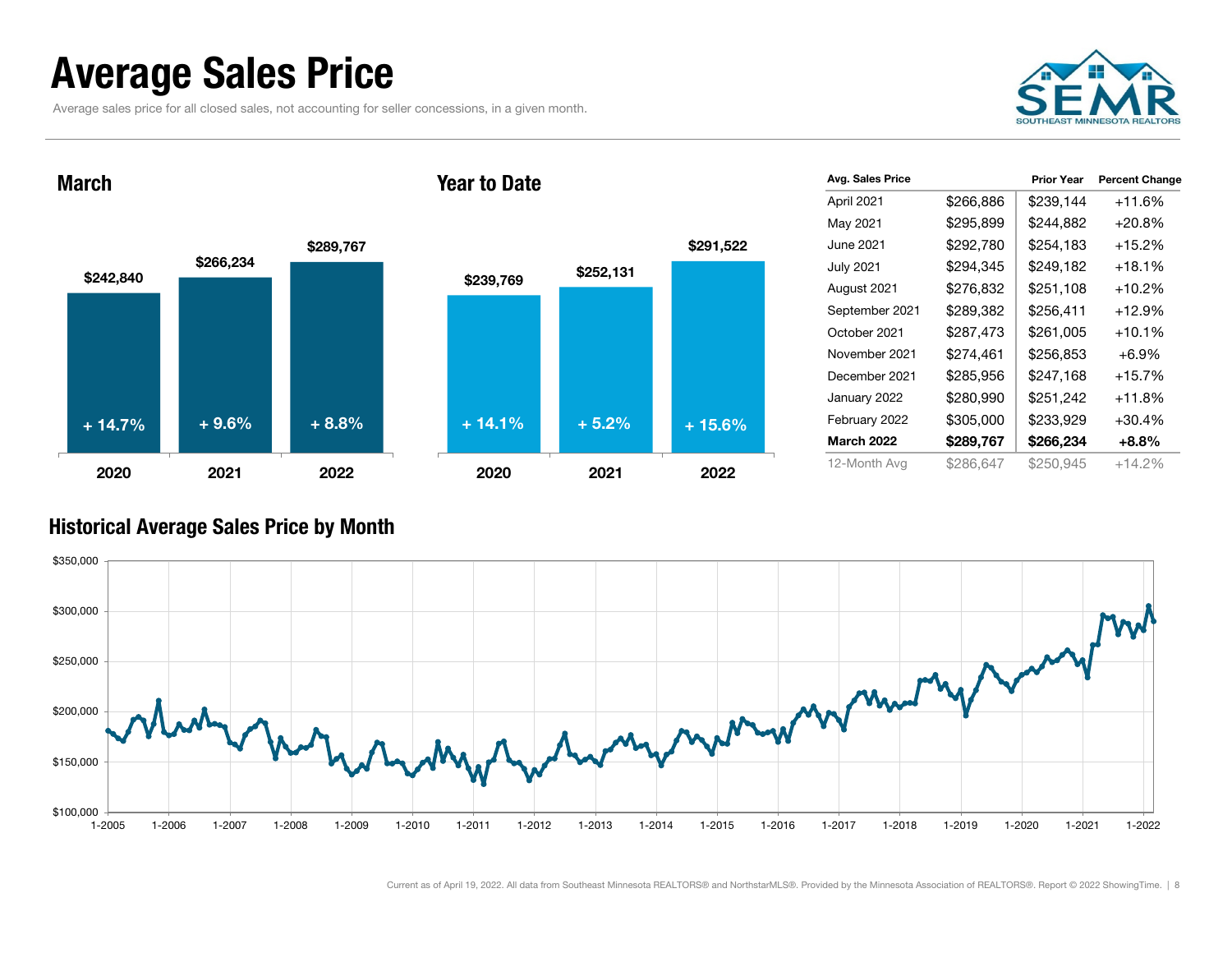# Average Sales Price

Average sales price for all closed sales, not accounting for seller concessions, in a given month.

## March

| | 2020 | 2021 | 2022 |
|---|---|---|---|
| Average Sales Price | $242,840 | $266,234 | $289,767 |
| Change | + 14.7% | + 9.6% | + 8.8% |

## Year to Date

| | 2020 | 2021 | 2022 |
|---|---|---|---|
| Average Sales Price | $239,769 | $252,131 | $291,522 |
| Change | + 14.1% | + 5.2% | + 15.6% |

| Avg. Sales Price | | Prior Year | Percent Change |
|---|---|---|---|
| April 2021 | $266,886 | $239,144 | +11.6% |
| May 2021 | $295,899 | $244,882 | +20.8% |
| June 2021 | $292,780 | $254,183 | +15.2% |
| July 2021 | $294,345 | $249,182 | +18.1% |
| August 2021 | $276,832 | $251,108 | +10.2% |
| September 2021 | $289,382 | $256,411 | +12.9% |
| October 2021 | $287,473 | $261,005 | +10.1% |
| November 2021 | $274,461 | $256,853 | +6.9% |
| December 2021 | $285,956 | $247,168 | +15.7% |
| January 2022 | $280,990 | $251,242 | +11.8% |
| February 2022 | $305,000 | $233,929 | +30.4% |
| **March 2022** | **$289,767** | **$266,234** | **+8.8%** |
| 12-Month Avg | $286,647 | $250,945 | +14.2% |

## Historical Average Sales Price by Month

Current as of April 19, 2022. All data from Southeast Minnesota REALTORS® and NorthstarMLS®. Provided by the Minnesota Association of REALTORS®. Report © 2022 ShowingTime.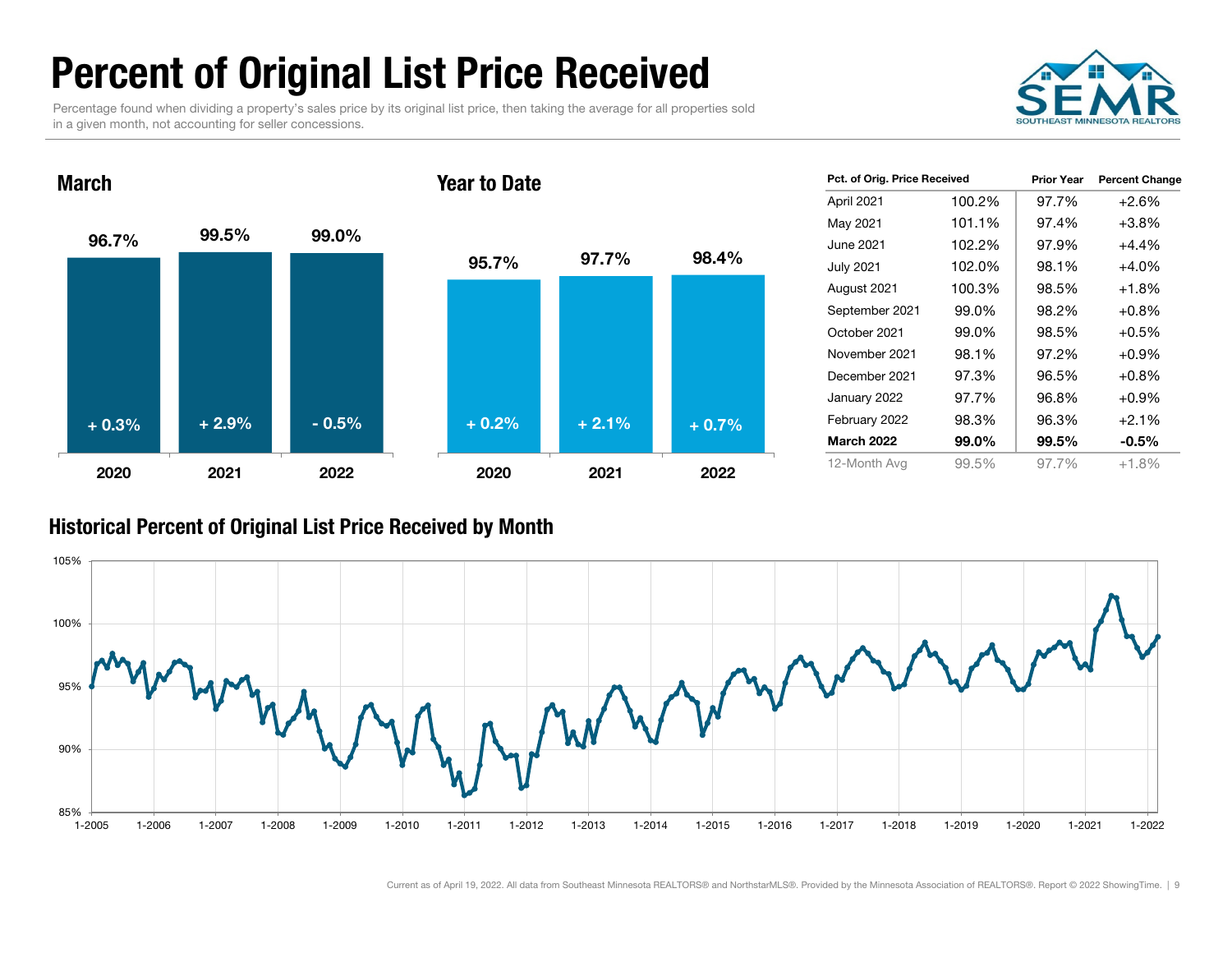# Percent of Original List Price Received

Percentage found when dividing a property's sales price by its original list price, then taking the average for all properties sold in a given month, not accounting for seller concessions.

## March

| | 2020 | 2021 | 2022 |
|---|---|---|---|
| Percent of Original List Price Received | 96.7% | 99.5% | 99.0% |
| Change | + 0.3% | + 2.9% | - 0.5% |

## Year to Date

| | 2020 | 2021 | 2022 |
|---|---|---|---|
| Percent of Original List Price Received | 95.7% | 97.7% | 98.4% |
| Change | + 0.2% | + 2.1% | + 0.7% |

| Pct. of Orig. Price Received | | Prior Year | Percent Change |
|---|---|---|---|
| April 2021 | 100.2% | 97.7% | +2.6% |
| May 2021 | 101.1% | 97.4% | +3.8% |
| June 2021 | 102.2% | 97.9% | +4.4% |
| July 2021 | 102.0% | 98.1% | +4.0% |
| August 2021 | 100.3% | 98.5% | +1.8% |
| September 2021 | 99.0% | 98.2% | +0.8% |
| October 2021 | 99.0% | 98.5% | +0.5% |
| November 2021 | 98.1% | 97.2% | +0.9% |
| December 2021 | 97.3% | 96.5% | +0.8% |
| January 2022 | 97.7% | 96.8% | +0.9% |
| February 2022 | 98.3% | 96.3% | +2.1% |
| **March 2022** | **99.0%** | **99.5%** | **-0.5%** |
| 12-Month Avg | 99.5% | 97.7% | +1.8% |

## Historical Percent of Original List Price Received by Month

Current as of April 19, 2022. All data from Southeast Minnesota REALTORS® and NorthstarMLS®. Provided by the Minnesota Association of REALTORS®. Report © 2022 ShowingTime.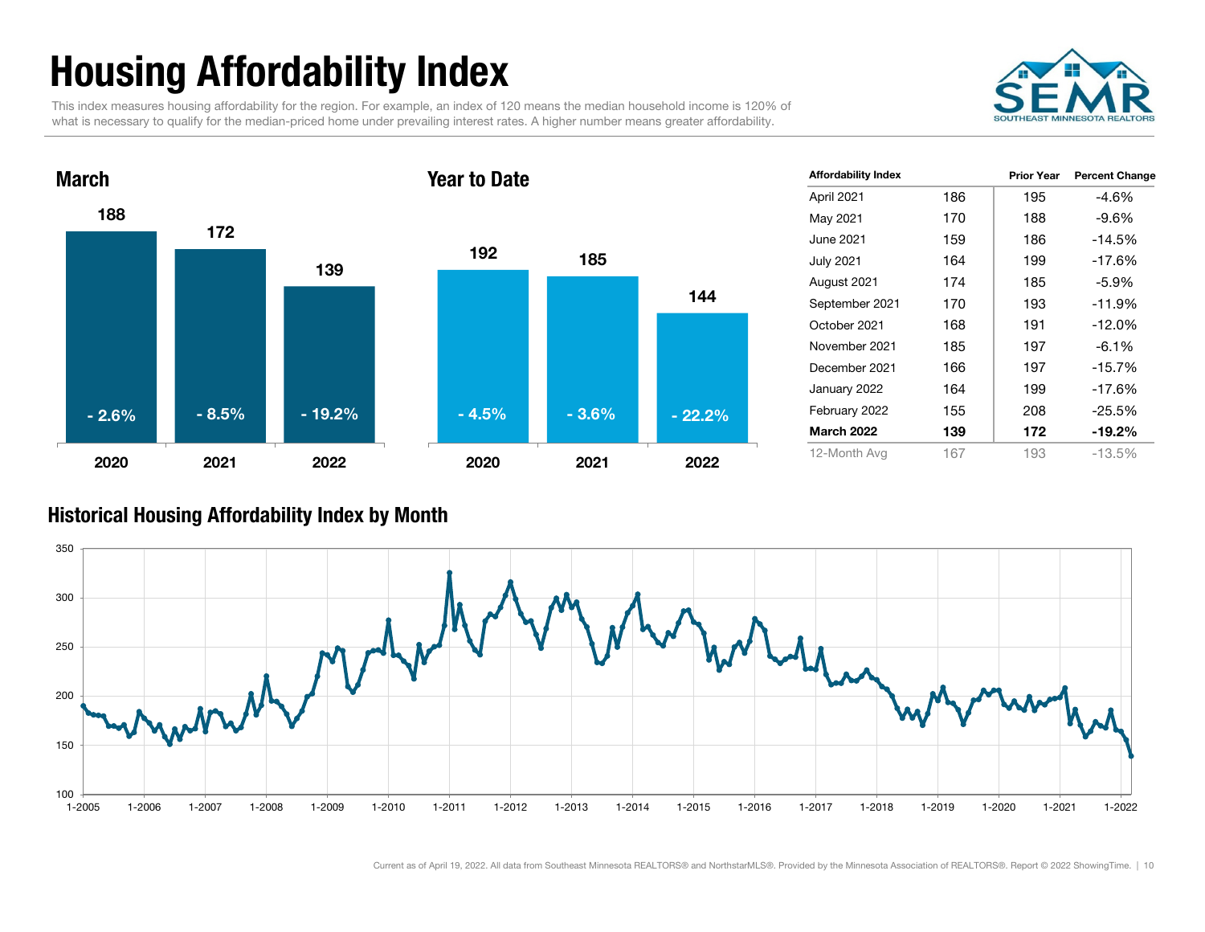# Housing Affordability Index

This index measures housing affordability for the region. For example, an index of 120 means the median household income is 120% of what is necessary to qualify for the median-priced home under prevailing interest rates. A higher number means greater affordability.

## March

| | 2020 | 2021 | 2022 |
|---|---|---|---|
| Index | 188 | 172 | 139 |
| Change | - 2.6% | - 8.5% | - 19.2% |

## Year to Date

| | 2020 | 2021 | 2022 |
|---|---|---|---|
| Index | 192 | 185 | 144 |
| Change | - 4.5% | - 3.6% | - 22.2% |

| Affordability Index | | Prior Year | Percent Change |
|---|---|---|---|
| April 2021 | 186 | 195 | -4.6% |
| May 2021 | 170 | 188 | -9.6% |
| June 2021 | 159 | 186 | -14.5% |
| July 2021 | 164 | 199 | -17.6% |
| August 2021 | 174 | 185 | -5.9% |
| September 2021 | 170 | 193 | -11.9% |
| October 2021 | 168 | 191 | -12.0% |
| November 2021 | 185 | 197 | -6.1% |
| December 2021 | 166 | 197 | -15.7% |
| January 2022 | 164 | 199 | -17.6% |
| February 2022 | 155 | 208 | -25.5% |
| **March 2022** | **139** | **172** | **-19.2%** |
| 12-Month Avg | 167 | 193 | -13.5% |

## Historical Housing Affordability Index by Month

Current as of April 19, 2022. All data from Southeast Minnesota REALTORS® and NorthstarMLS®. Provided by the Minnesota Association of REALTORS®. Report © 2022 ShowingTime.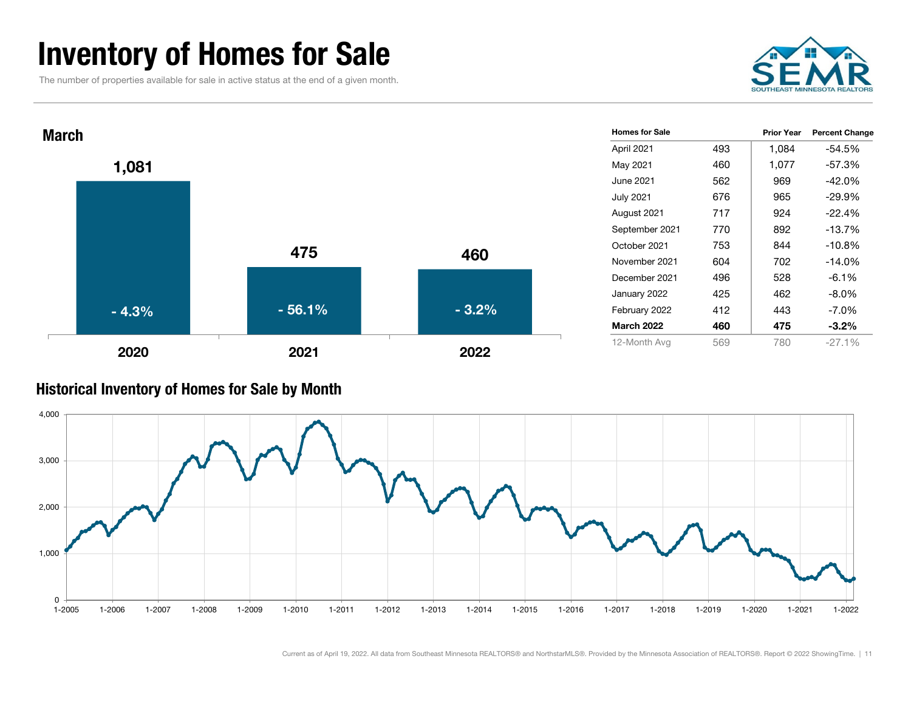# Inventory of Homes for Sale

The number of properties available for sale in active status at the end of a given month.

## March

| Year | Homes for Sale | Percent Change |
|---|---|---|
| 2020 | 1,081 | - 4.3% |
| 2021 | 475 | - 56.1% |
| 2022 | 460 | - 3.2% |

| Homes for Sale | | Prior Year | Percent Change |
|---|---|---|---|
| April 2021 | 493 | 1,084 | -54.5% |
| May 2021 | 460 | 1,077 | -57.3% |
| June 2021 | 562 | 969 | -42.0% |
| July 2021 | 676 | 965 | -29.9% |
| August 2021 | 717 | 924 | -22.4% |
| September 2021 | 770 | 892 | -13.7% |
| October 2021 | 753 | 844 | -10.8% |
| November 2021 | 604 | 702 | -14.0% |
| December 2021 | 496 | 528 | -6.1% |
| January 2022 | 425 | 462 | -8.0% |
| February 2022 | 412 | 443 | -7.0% |
| **March 2022** | **460** | **475** | **-3.2%** |
| 12-Month Avg | 569 | 780 | -27.1% |

## Historical Inventory of Homes for Sale by Month

Current as of April 19, 2022. All data from Southeast Minnesota REALTORS® and NorthstarMLS®. Provided by the Minnesota Association of REALTORS®. Report © 2022 ShowingTime.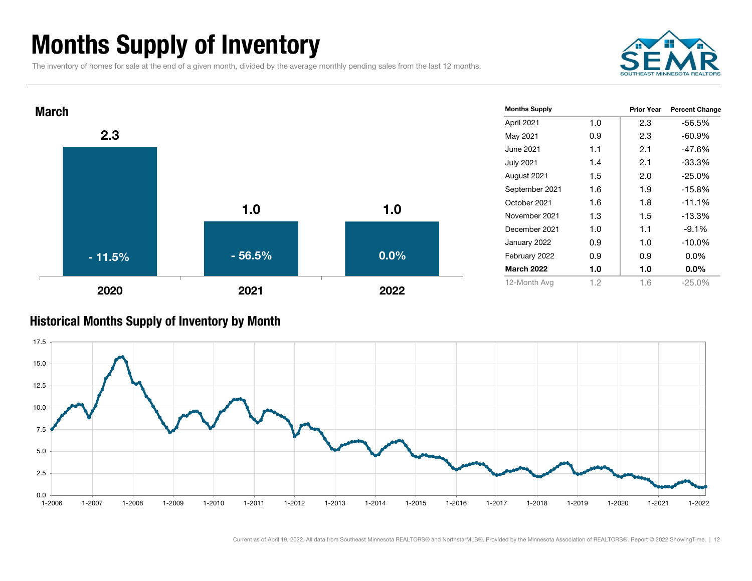# Months Supply of Inventory

The inventory of homes for sale at the end of a given month, divided by the average monthly pending sales from the last 12 months.

## March

| Year | Months Supply | Percent Change |
|---|---|---|
| 2020 | 2.3 | - 11.5% |
| 2021 | 1.0 | - 56.5% |
| 2022 | 1.0 | 0.0% |

| Months Supply | | Prior Year | Percent Change |
|---|---|---|---|
| April 2021 | 1.0 | 2.3 | -56.5% |
| May 2021 | 0.9 | 2.3 | -60.9% |
| June 2021 | 1.1 | 2.1 | -47.6% |
| July 2021 | 1.4 | 2.1 | -33.3% |
| August 2021 | 1.5 | 2.0 | -25.0% |
| September 2021 | 1.6 | 1.9 | -15.8% |
| October 2021 | 1.6 | 1.8 | -11.1% |
| November 2021 | 1.3 | 1.5 | -13.3% |
| December 2021 | 1.0 | 1.1 | -9.1% |
| January 2022 | 0.9 | 1.0 | -10.0% |
| February 2022 | 0.9 | 0.9 | 0.0% |
| **March 2022** | **1.0** | **1.0** | **0.0%** |
| 12-Month Avg | 1.2 | 1.6 | -25.0% |

## Historical Months Supply of Inventory by Month

Current as of April 19, 2022. All data from Southeast Minnesota REALTORS® and NorthstarMLS®. Provided by the Minnesota Association of REALTORS®. Report © 2022 ShowingTime.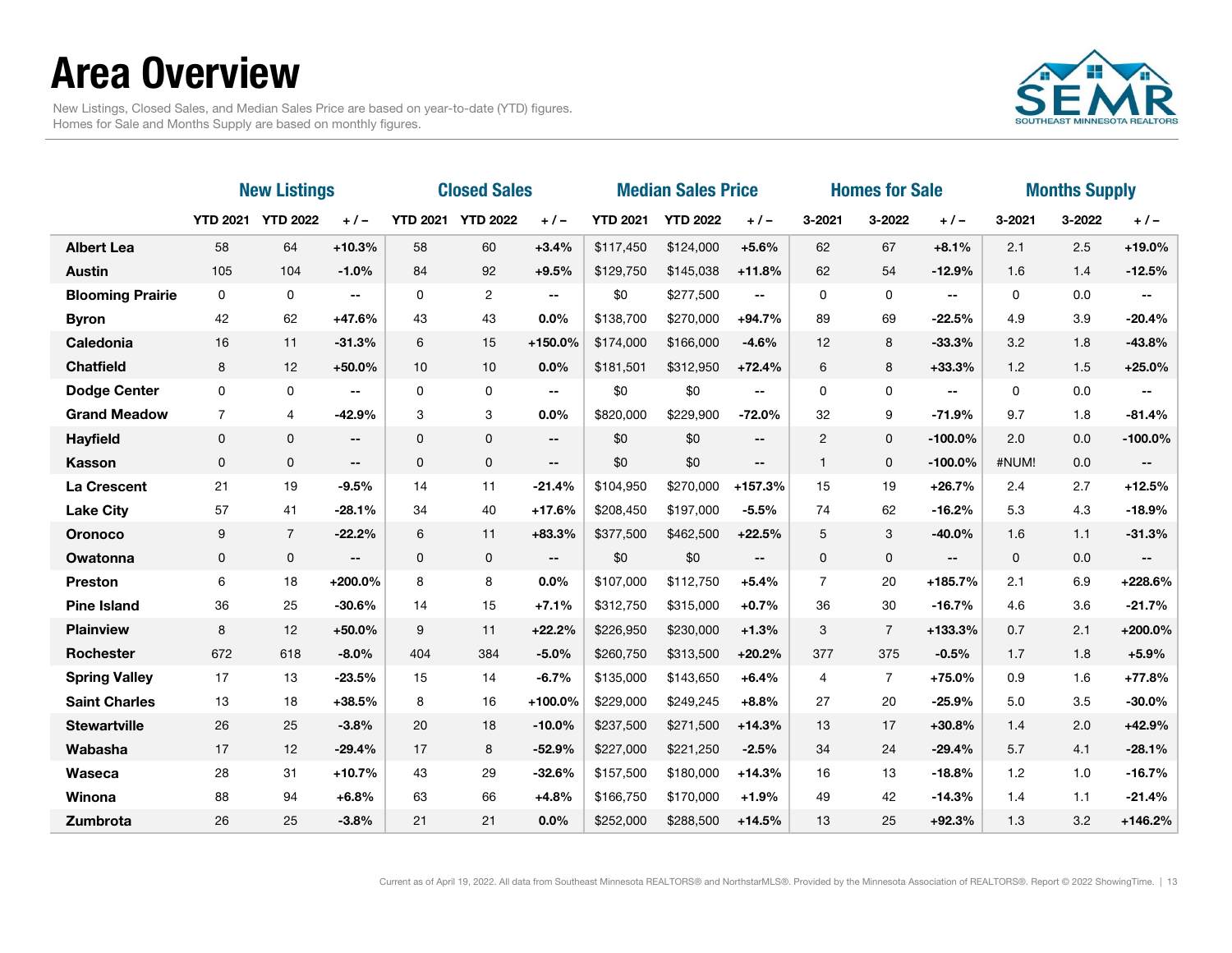# Area Overview

New Listings, Closed Sales, and Median Sales Price are based on year-to-date (YTD) figures.
Homes for Sale and Months Supply are based on monthly figures.

| | New Listings | | | Closed Sales | | | Median Sales Price | | | Homes for Sale | | | Months Supply | | |
|---|---|---|---|---|---|---|---|---|---|---|---|---|---|---|---|
| | YTD 2021 | YTD 2022 | + / – | YTD 2021 | YTD 2022 | + / – | YTD 2021 | YTD 2022 | + / – | 3-2021 | 3-2022 | + / – | 3-2021 | 3-2022 | + / – |
| **Albert Lea** | 58 | 64 | +10.3% | 58 | 60 | +3.4% | $117,450 | $124,000 | +5.6% | 62 | 67 | +8.1% | 2.1 | 2.5 | +19.0% |
| **Austin** | 105 | 104 | -1.0% | 84 | 92 | +9.5% | $129,750 | $145,038 | +11.8% | 62 | 54 | -12.9% | 1.6 | 1.4 | -12.5% |
| **Blooming Prairie** | 0 | 0 | -- | 0 | 2 | -- | $0 | $277,500 | -- | 0 | 0 | -- | 0 | 0.0 | -- |
| **Byron** | 42 | 62 | +47.6% | 43 | 43 | 0.0% | $138,700 | $270,000 | +94.7% | 89 | 69 | -22.5% | 4.9 | 3.9 | -20.4% |
| **Caledonia** | 16 | 11 | -31.3% | 6 | 15 | +150.0% | $174,000 | $166,000 | -4.6% | 12 | 8 | -33.3% | 3.2 | 1.8 | -43.8% |
| **Chatfield** | 8 | 12 | +50.0% | 10 | 10 | 0.0% | $181,501 | $312,950 | +72.4% | 6 | 8 | +33.3% | 1.2 | 1.5 | +25.0% |
| **Dodge Center** | 0 | 0 | -- | 0 | 0 | -- | $0 | $0 | -- | 0 | 0 | -- | 0 | 0.0 | -- |
| **Grand Meadow** | 7 | 4 | -42.9% | 3 | 3 | 0.0% | $820,000 | $229,900 | -72.0% | 32 | 9 | -71.9% | 9.7 | 1.8 | -81.4% |
| **Hayfield** | 0 | 0 | -- | 0 | 0 | -- | $0 | $0 | -- | 2 | 0 | -100.0% | 2.0 | 0.0 | -100.0% |
| **Kasson** | 0 | 0 | -- | 0 | 0 | -- | $0 | $0 | -- | 1 | 0 | -100.0% | #NUM! | 0.0 | -- |
| **La Crescent** | 21 | 19 | -9.5% | 14 | 11 | -21.4% | $104,950 | $270,000 | +157.3% | 15 | 19 | +26.7% | 2.4 | 2.7 | +12.5% |
| **Lake City** | 57 | 41 | -28.1% | 34 | 40 | +17.6% | $208,450 | $197,000 | -5.5% | 74 | 62 | -16.2% | 5.3 | 4.3 | -18.9% |
| **Oronoco** | 9 | 7 | -22.2% | 6 | 11 | +83.3% | $377,500 | $462,500 | +22.5% | 5 | 3 | -40.0% | 1.6 | 1.1 | -31.3% |
| **Owatonna** | 0 | 0 | -- | 0 | 0 | -- | $0 | $0 | -- | 0 | 0 | -- | 0 | 0.0 | -- |
| **Preston** | 6 | 18 | +200.0% | 8 | 8 | 0.0% | $107,000 | $112,750 | +5.4% | 7 | 20 | +185.7% | 2.1 | 6.9 | +228.6% |
| **Pine Island** | 36 | 25 | -30.6% | 14 | 15 | +7.1% | $312,750 | $315,000 | +0.7% | 36 | 30 | -16.7% | 4.6 | 3.6 | -21.7% |
| **Plainview** | 8 | 12 | +50.0% | 9 | 11 | +22.2% | $226,950 | $230,000 | +1.3% | 3 | 7 | +133.3% | 0.7 | 2.1 | +200.0% |
| **Rochester** | 672 | 618 | -8.0% | 404 | 384 | -5.0% | $260,750 | $313,500 | +20.2% | 377 | 375 | -0.5% | 1.7 | 1.8 | +5.9% |
| **Spring Valley** | 17 | 13 | -23.5% | 15 | 14 | -6.7% | $135,000 | $143,650 | +6.4% | 4 | 7 | +75.0% | 0.9 | 1.6 | +77.8% |
| **Saint Charles** | 13 | 18 | +38.5% | 8 | 16 | +100.0% | $229,000 | $249,245 | +8.8% | 27 | 20 | -25.9% | 5.0 | 3.5 | -30.0% |
| **Stewartville** | 26 | 25 | -3.8% | 20 | 18 | -10.0% | $237,500 | $271,500 | +14.3% | 13 | 17 | +30.8% | 1.4 | 2.0 | +42.9% |
| **Wabasha** | 17 | 12 | -29.4% | 17 | 8 | -52.9% | $227,000 | $221,250 | -2.5% | 34 | 24 | -29.4% | 5.7 | 4.1 | -28.1% |
| **Waseca** | 28 | 31 | +10.7% | 43 | 29 | -32.6% | $157,500 | $180,000 | +14.3% | 16 | 13 | -18.8% | 1.2 | 1.0 | -16.7% |
| **Winona** | 88 | 94 | +6.8% | 63 | 66 | +4.8% | $166,750 | $170,000 | +1.9% | 49 | 42 | -14.3% | 1.4 | 1.1 | -21.4% |
| **Zumbrota** | 26 | 25 | -3.8% | 21 | 21 | 0.0% | $252,000 | $288,500 | +14.5% | 13 | 25 | +92.3% | 1.3 | 3.2 | +146.2% |

Current as of April 19, 2022. All data from Southeast Minnesota REALTORS® and NorthstarMLS®. Provided by the Minnesota Association of REALTORS®. Report © 2022 ShowingTime.